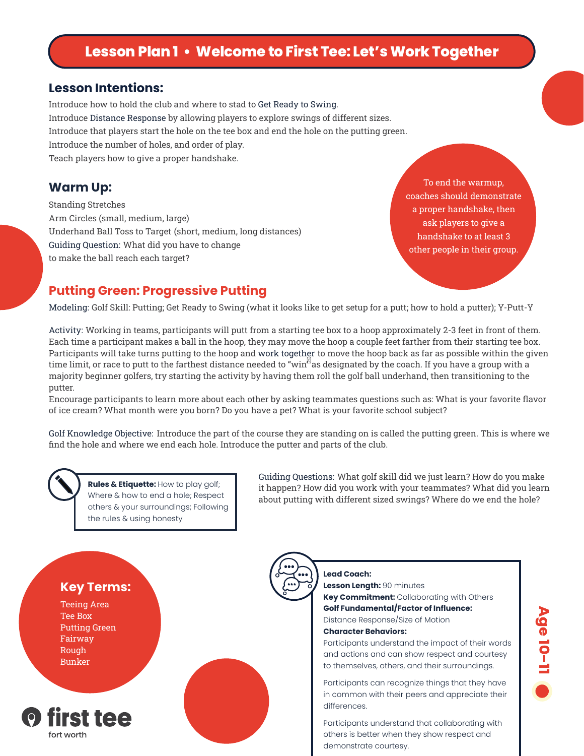# Lesson Plan 1 • Welcome to First Tee: Let's Work Together

## Lesson Intentions:

Introduce how to hold the club and where to stad to Get Ready to Swing.
Introduce Distance Response by allowing players to explore swings of different sizes.
Introduce that players start the hole on the tee box and end the hole on the putting green.
Introduce the number of holes, and order of play.
Teach players how to give a proper handshake.

## Warm Up:

Standing Stretches
Arm Circles (small, medium, large)
Underhand Ball Toss to Target (short, medium, long distances)
Guiding Question: What did you have to change to make the ball reach each target?

To end the warmup, coaches should demonstrate a proper handshake, then ask players to give a handshake to at least 3 other people in their group.

## Putting Green: Progressive Putting

Modeling: Golf Skill: Putting; Get Ready to Swing (what it looks like to get setup for a putt; how to hold a putter); Y-Putt-Y

Activity: Working in teams, participants will putt from a starting tee box to a hoop approximately 2-3 feet in front of them. Each time a participant makes a ball in the hoop, they may move the hoop a couple feet farther from their starting tee box. Participants will take turns putting to the hoop and work together to move the hoop back as far as possible within the given time limit, or race to putt to the farthest distance needed to "win" as designated by the coach. If you have a group with a majority beginner golfers, try starting the activity by having them roll the golf ball underhand, then transitioning to the putter.
Encourage participants to learn more about each other by asking teammates questions such as: What is your favorite flavor of ice cream? What month were you born? Do you have a pet? What is your favorite school subject?

Golf Knowledge Objective: Introduce the part of the course they are standing on is called the putting green. This is where we find the hole and where we end each hole. Introduce the putter and parts of the club.

**Rules & Etiquette:** How to play golf; Where & how to end a hole; Respect others & your surroundings; Following the rules & using honesty

Guiding Questions: What golf skill did we just learn? How do you make it happen? How did you work with your teammates? What did you learn about putting with different sized swings? Where do we end the hole?

## Key Terms:

Teeing Area
Tee Box
Putting Green
Fairway
Rough
Bunker

**Lead Coach:**
**Lesson Length:** 90 minutes
**Key Commitment:** Collaborating with Others
**Golf Fundamental/Factor of Influence:** Distance Response/Size of Motion
**Character Behaviors:**
Participants understand the impact of their words and actions and can show respect and courtesy to themselves, others, and their surroundings.

Participants can recognize things that they have in common with their peers and appreciate their differences.

Participants understand that collaborating with others is better when they show respect and demonstrate courtesy.

Age 10–11

first tee
fort worth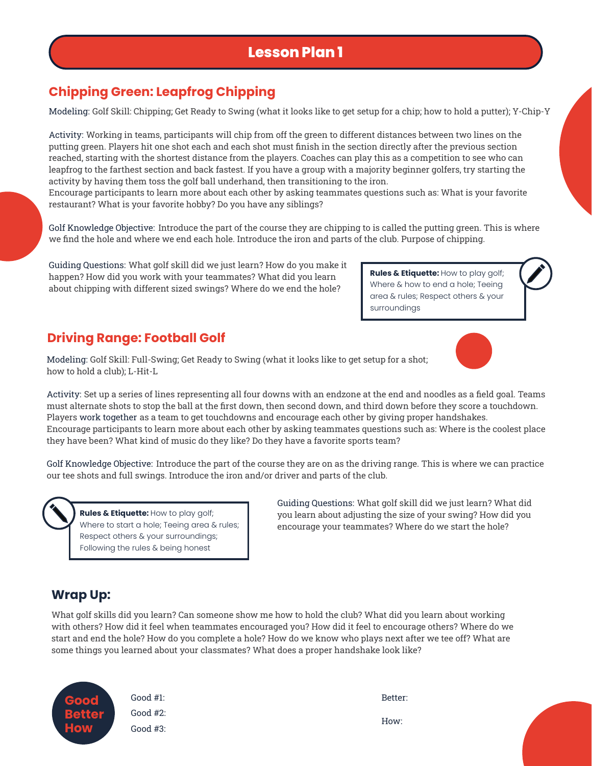## Lesson Plan 1

### Chipping Green: Leapfrog Chipping

Modeling: Golf Skill: Chipping; Get Ready to Swing (what it looks like to get setup for a chip; how to hold a putter); Y-Chip-Y

Activity: Working in teams, participants will chip from off the green to different distances between two lines on the putting green. Players hit one shot each and each shot must finish in the section directly after the previous section reached, starting with the shortest distance from the players. Coaches can play this as a competition to see who can leapfrog to the farthest section and back fastest. If you have a group with a majority beginner golfers, try starting the activity by having them toss the golf ball underhand, then transitioning to the iron.
Encourage participants to learn more about each other by asking teammates questions such as: What is your favorite restaurant? What is your favorite hobby? Do you have any siblings?

Golf Knowledge Objective: Introduce the part of the course they are chipping to is called the putting green. This is where we find the hole and where we end each hole. Introduce the iron and parts of the club. Purpose of chipping.

Guiding Questions: What golf skill did we just learn? How do you make it happen? How did you work with your teammates? What did you learn about chipping with different sized swings? Where do we end the hole?

**Rules & Etiquette:** How to play golf; Where & how to end a hole; Teeing area & rules; Respect others & your surroundings

### Driving Range: Football Golf

Modeling: Golf Skill: Full-Swing; Get Ready to Swing (what it looks like to get setup for a shot; how to hold a club); L-Hit-L

Activity: Set up a series of lines representing all four downs with an endzone at the end and noodles as a field goal. Teams must alternate shots to stop the ball at the first down, then second down, and third down before they score a touchdown. Players work together as a team to get touchdowns and encourage each other by giving proper handshakes.
Encourage participants to learn more about each other by asking teammates questions such as: Where is the coolest place they have been? What kind of music do they like? Do they have a favorite sports team?

Golf Knowledge Objective: Introduce the part of the course they are on as the driving range. This is where we can practice our tee shots and full swings. Introduce the iron and/or driver and parts of the club.

**Rules & Etiquette:** How to play golf; Where to start a hole; Teeing area & rules; Respect others & your surroundings; Following the rules & being honest

Guiding Questions: What golf skill did we just learn? What did you learn about adjusting the size of your swing? How did you encourage your teammates? Where do we start the hole?

### Wrap Up:

What golf skills did you learn? Can someone show me how to hold the club? What did you learn about working with others? How did it feel when teammates encouraged you? How did it feel to encourage others? Where do we start and end the hole? How do you complete a hole? How do we know who plays next after we tee off? What are some things you learned about your classmates? What does a proper handshake look like?

**Good Better How**

Good #1:

Good #2:

Good #3:

Better:

How: